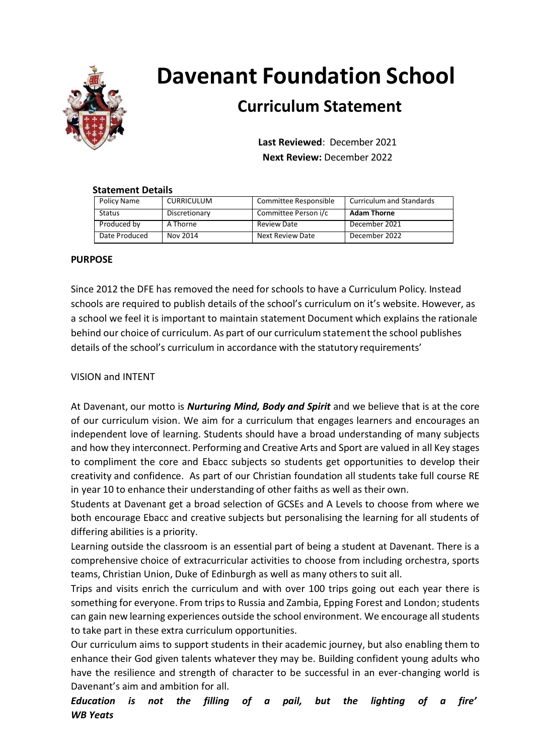# Davenant Foundation School

## Curriculum Statement

**Last Reviewed**: December 2021
**Next Review:** December 2022

**Statement Details**

| Policy Name | CURRICULUM | Committee Responsible | Curriculum and Standards |
|---|---|---|---|
| Status | Discretionary | Committee Person i/c | **Adam Thorne** |
| Produced by | A Thorne | Review Date | December 2021 |
| Date Produced | Nov 2014 | Next Review Date | December 2022 |

**PURPOSE**

Since 2012 the DFE has removed the need for schools to have a Curriculum Policy. Instead schools are required to publish details of the school's curriculum on it's website. However, as a school we feel it is important to maintain statement Document which explains the rationale behind our choice of curriculum. As part of our curriculum statement the school publishes details of the school's curriculum in accordance with the statutory requirements'

VISION and INTENT

At Davenant, our motto is ***Nurturing Mind, Body and Spirit*** and we believe that is at the core of our curriculum vision. We aim for a curriculum that engages learners and encourages an independent love of learning. Students should have a broad understanding of many subjects and how they interconnect. Performing and Creative Arts and Sport are valued in all Key stages to compliment the core and Ebacc subjects so students get opportunities to develop their creativity and confidence. As part of our Christian foundation all students take full course RE in year 10 to enhance their understanding of other faiths as well as their own.

Students at Davenant get a broad selection of GCSEs and A Levels to choose from where we both encourage Ebacc and creative subjects but personalising the learning for all students of differing abilities is a priority.

Learning outside the classroom is an essential part of being a student at Davenant. There is a comprehensive choice of extracurricular activities to choose from including orchestra, sports teams, Christian Union, Duke of Edinburgh as well as many others to suit all.

Trips and visits enrich the curriculum and with over 100 trips going out each year there is something for everyone. From trips to Russia and Zambia, Epping Forest and London; students can gain new learning experiences outside the school environment. We encourage all students to take part in these extra curriculum opportunities.

Our curriculum aims to support students in their academic journey, but also enabling them to enhance their God given talents whatever they may be. Building confident young adults who have the resilience and strength of character to be successful in an ever-changing world is Davenant's aim and ambition for all.

***Education is not the filling of a pail, but the lighting of a fire' WB Yeats***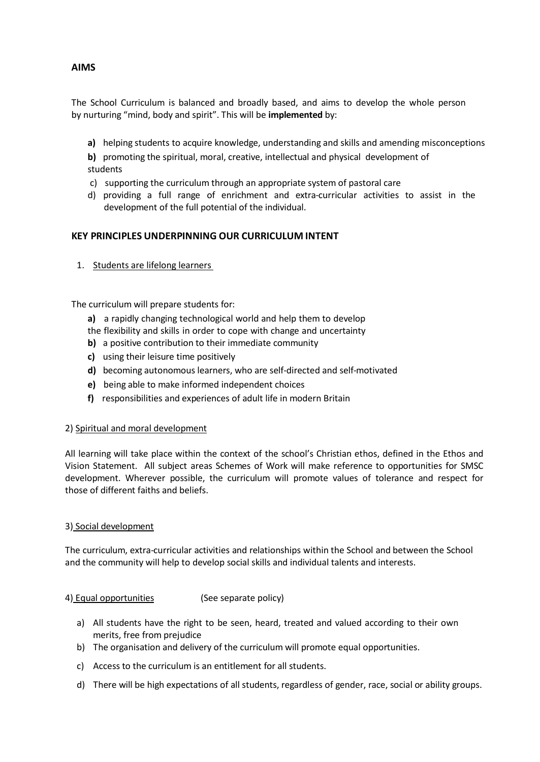## AIMS

The School Curriculum is balanced and broadly based, and aims to develop the whole person by nurturing "mind, body and spirit". This will be **implemented** by:

**a)** helping students to acquire knowledge, understanding and skills and amending misconceptions

**b)** promoting the spiritual, moral, creative, intellectual and physical development of students

c) supporting the curriculum through an appropriate system of pastoral care

d) providing a full range of enrichment and extra-curricular activities to assist in the development of the full potential of the individual.

## KEY PRINCIPLES UNDERPINNING OUR CURRICULUM INTENT

1. Students are lifelong learners

The curriculum will prepare students for:

**a)** a rapidly changing technological world and help them to develop the flexibility and skills in order to cope with change and uncertainty

**b)** a positive contribution to their immediate community

**c)** using their leisure time positively

**d)** becoming autonomous learners, who are self-directed and self-motivated

**e)** being able to make informed independent choices

**f)** responsibilities and experiences of adult life in modern Britain

2) Spiritual and moral development

All learning will take place within the context of the school's Christian ethos, defined in the Ethos and Vision Statement. All subject areas Schemes of Work will make reference to opportunities for SMSC development. Wherever possible, the curriculum will promote values of tolerance and respect for those of different faiths and beliefs.

3) Social development

The curriculum, extra-curricular activities and relationships within the School and between the School and the community will help to develop social skills and individual talents and interests.

4) Equal opportunities (See separate policy)

a) All students have the right to be seen, heard, treated and valued according to their own merits, free from prejudice

b) The organisation and delivery of the curriculum will promote equal opportunities.

c) Access to the curriculum is an entitlement for all students.

d) There will be high expectations of all students, regardless of gender, race, social or ability groups.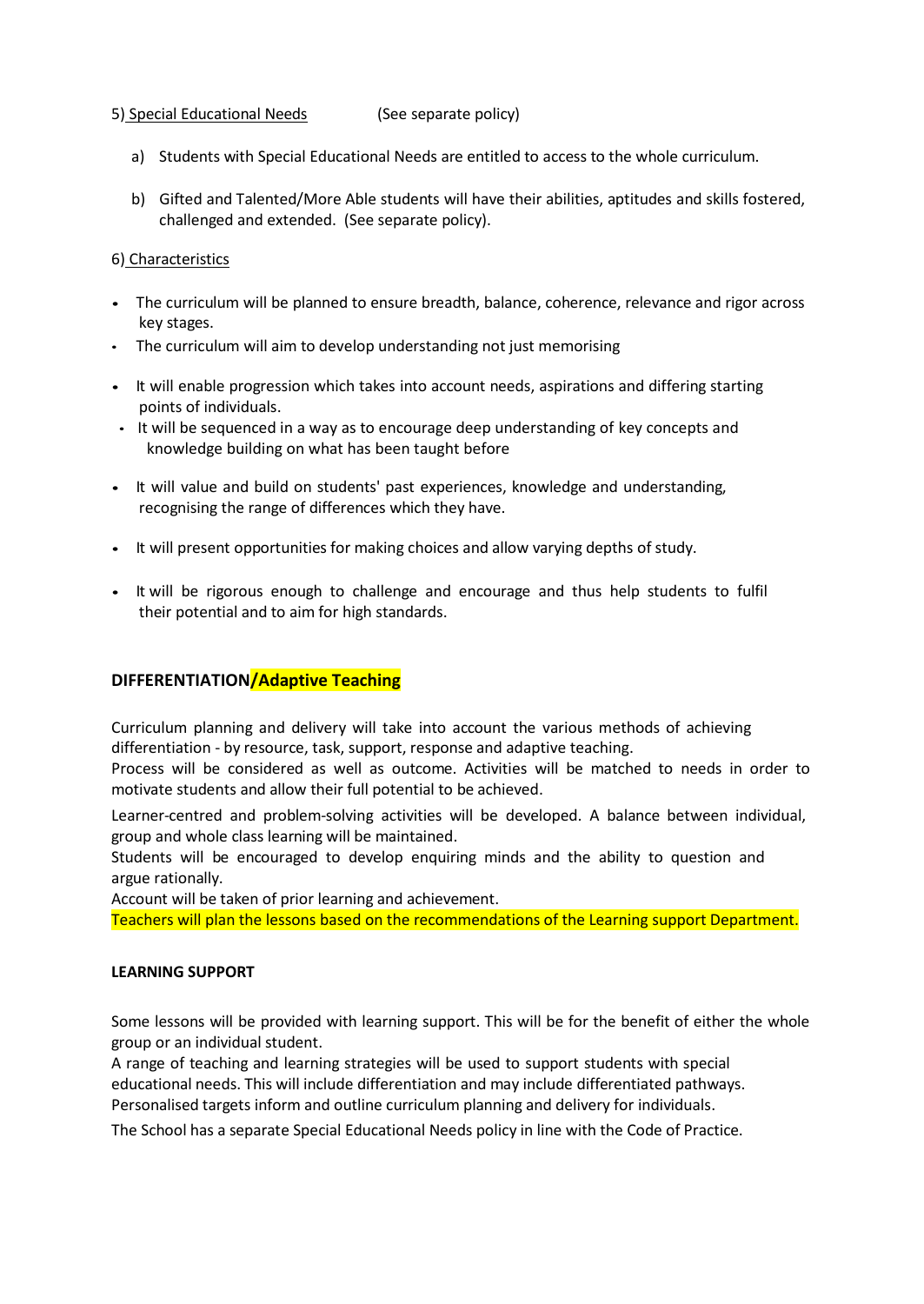5) Special Educational Needs (See separate policy)

a) Students with Special Educational Needs are entitled to access to the whole curriculum.

b) Gifted and Talented/More Able students will have their abilities, aptitudes and skills fostered, challenged and extended. (See separate policy).

6) Characteristics

- The curriculum will be planned to ensure breadth, balance, coherence, relevance and rigor across key stages.
- The curriculum will aim to develop understanding not just memorising
- It will enable progression which takes into account needs, aspirations and differing starting points of individuals.
- It will be sequenced in a way as to encourage deep understanding of key concepts and knowledge building on what has been taught before
- It will value and build on students' past experiences, knowledge and understanding, recognising the range of differences which they have.
- It will present opportunities for making choices and allow varying depths of study.
- It will be rigorous enough to challenge and encourage and thus help students to fulfil their potential and to aim for high standards.

## DIFFERENTIATION/Adaptive Teaching

Curriculum planning and delivery will take into account the various methods of achieving differentiation - by resource, task, support, response and adaptive teaching.
Process will be considered as well as outcome. Activities will be matched to needs in order to motivate students and allow their full potential to be achieved.

Learner-centred and problem-solving activities will be developed. A balance between individual, group and whole class learning will be maintained.
Students will be encouraged to develop enquiring minds and the ability to question and argue rationally.
Account will be taken of prior learning and achievement.
Teachers will plan the lessons based on the recommendations of the Learning support Department.

## LEARNING SUPPORT

Some lessons will be provided with learning support. This will be for the benefit of either the whole group or an individual student.
A range of teaching and learning strategies will be used to support students with special educational needs. This will include differentiation and may include differentiated pathways.
Personalised targets inform and outline curriculum planning and delivery for individuals.

The School has a separate Special Educational Needs policy in line with the Code of Practice.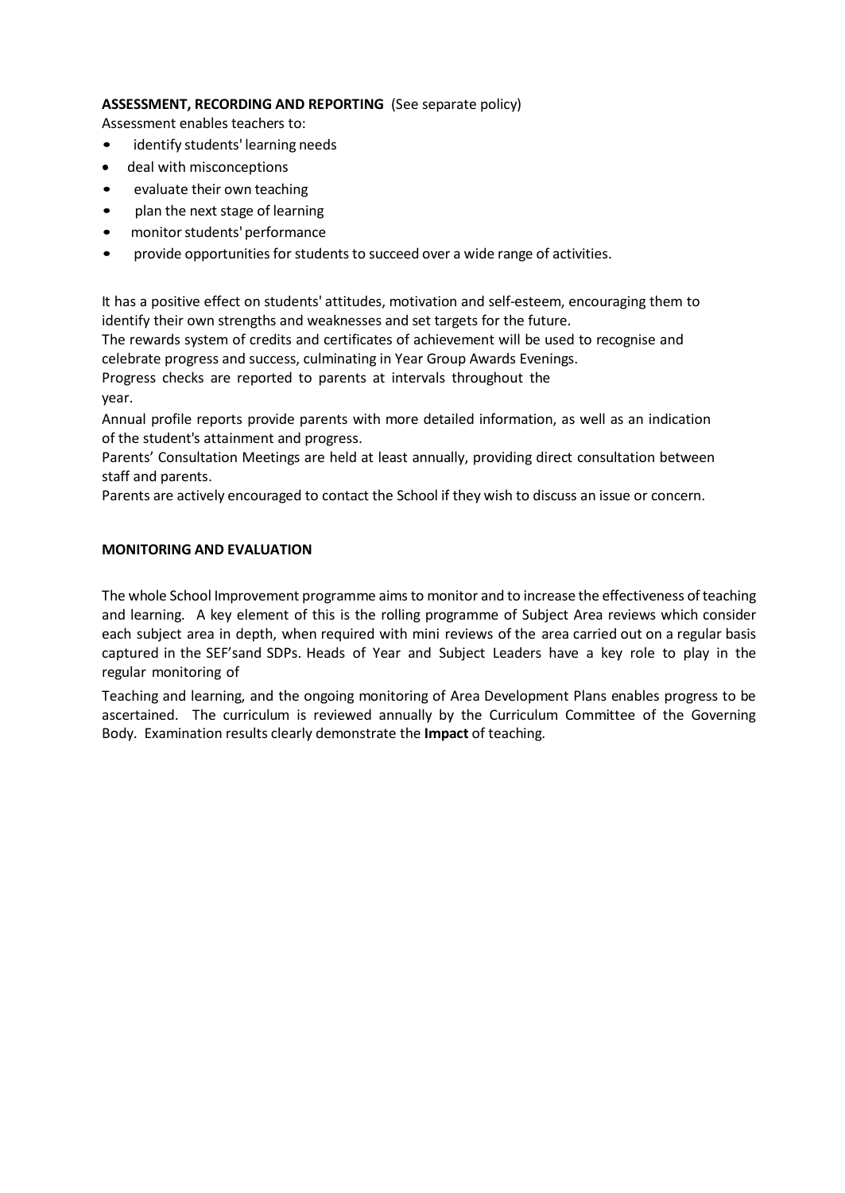**ASSESSMENT, RECORDING AND REPORTING** (See separate policy)

Assessment enables teachers to:

- identify students' learning needs
- deal with misconceptions
- evaluate their own teaching
- plan the next stage of learning
- monitor students' performance
- provide opportunities for students to succeed over a wide range of activities.

It has a positive effect on students' attitudes, motivation and self-esteem, encouraging them to identify their own strengths and weaknesses and set targets for the future.

The rewards system of credits and certificates of achievement will be used to recognise and celebrate progress and success, culminating in Year Group Awards Evenings.

Progress checks are reported to parents at intervals throughout the year.

Annual profile reports provide parents with more detailed information, as well as an indication of the student's attainment and progress.

Parents' Consultation Meetings are held at least annually, providing direct consultation between staff and parents.

Parents are actively encouraged to contact the School if they wish to discuss an issue or concern.

**MONITORING AND EVALUATION**

The whole School Improvement programme aims to monitor and to increase the effectiveness of teaching and learning. A key element of this is the rolling programme of Subject Area reviews which consider each subject area in depth, when required with mini reviews of the area carried out on a regular basis captured in the SEF'sand SDPs. Heads of Year and Subject Leaders have a key role to play in the regular monitoring of

Teaching and learning, and the ongoing monitoring of Area Development Plans enables progress to be ascertained. The curriculum is reviewed annually by the Curriculum Committee of the Governing Body. Examination results clearly demonstrate the **Impact** of teaching.